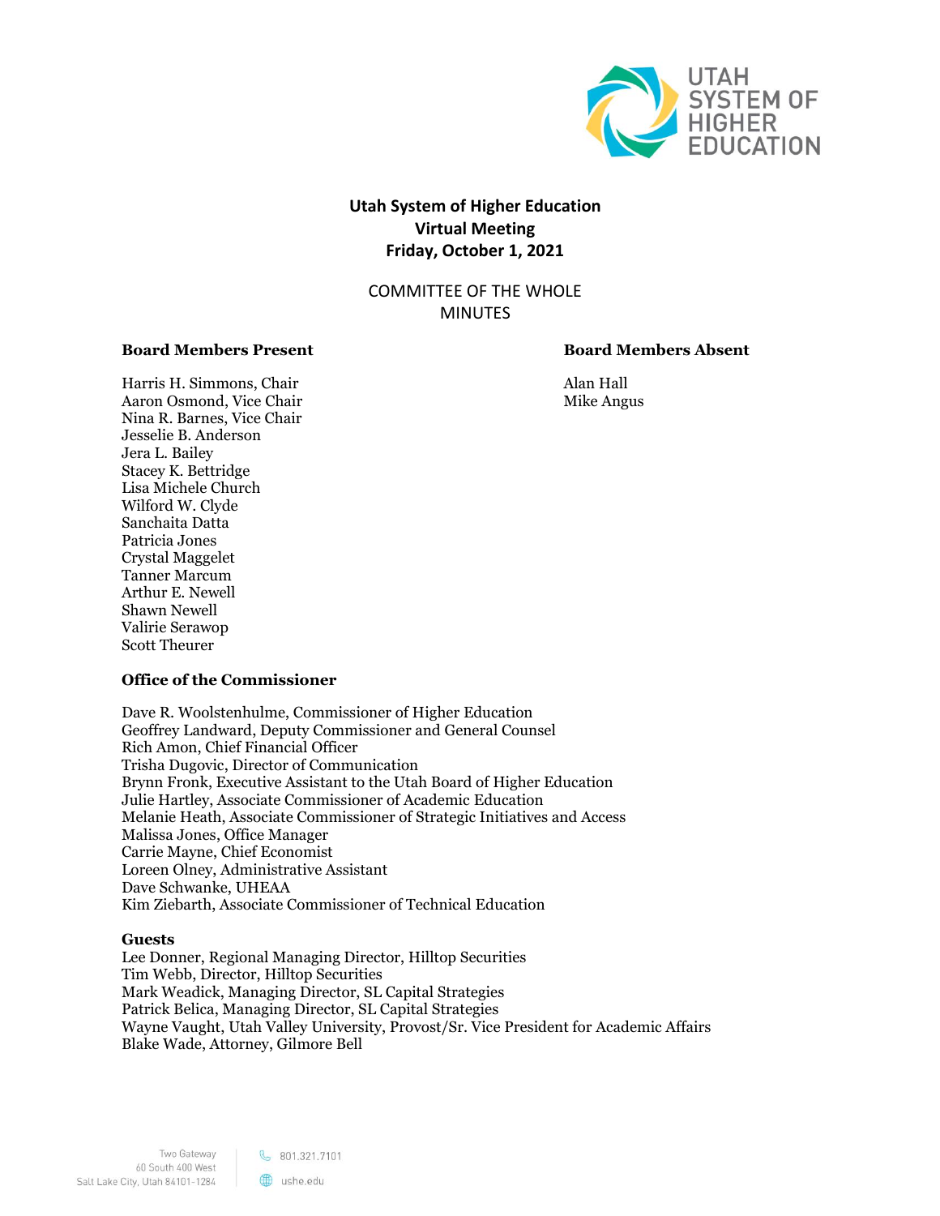# Utah System of Higher Education
## Virtual Meeting
## Friday, October 1, 2021

COMMITTEE OF THE WHOLE
MINUTES

**Board Members Present**

Harris H. Simmons, Chair
Aaron Osmond, Vice Chair
Nina R. Barnes, Vice Chair
Jesselie B. Anderson
Jera L. Bailey
Stacey K. Bettridge
Lisa Michele Church
Wilford W. Clyde
Sanchaita Datta
Patricia Jones
Crystal Maggelet
Tanner Marcum
Arthur E. Newell
Shawn Newell
Valirie Serawop
Scott Theurer

**Board Members Absent**

Alan Hall
Mike Angus

**Office of the Commissioner**

Dave R. Woolstenhulme, Commissioner of Higher Education
Geoffrey Landward, Deputy Commissioner and General Counsel
Rich Amon, Chief Financial Officer
Trisha Dugovic, Director of Communication
Brynn Fronk, Executive Assistant to the Utah Board of Higher Education
Julie Hartley, Associate Commissioner of Academic Education
Melanie Heath, Associate Commissioner of Strategic Initiatives and Access
Malissa Jones, Office Manager
Carrie Mayne, Chief Economist
Loreen Olney, Administrative Assistant
Dave Schwanke, UHEAA
Kim Ziebarth, Associate Commissioner of Technical Education

**Guests**

Lee Donner, Regional Managing Director, Hilltop Securities
Tim Webb, Director, Hilltop Securities
Mark Weadick, Managing Director, SL Capital Strategies
Patrick Belica, Managing Director, SL Capital Strategies
Wayne Vaught, Utah Valley University, Provost/Sr. Vice President for Academic Affairs
Blake Wade, Attorney, Gilmore Bell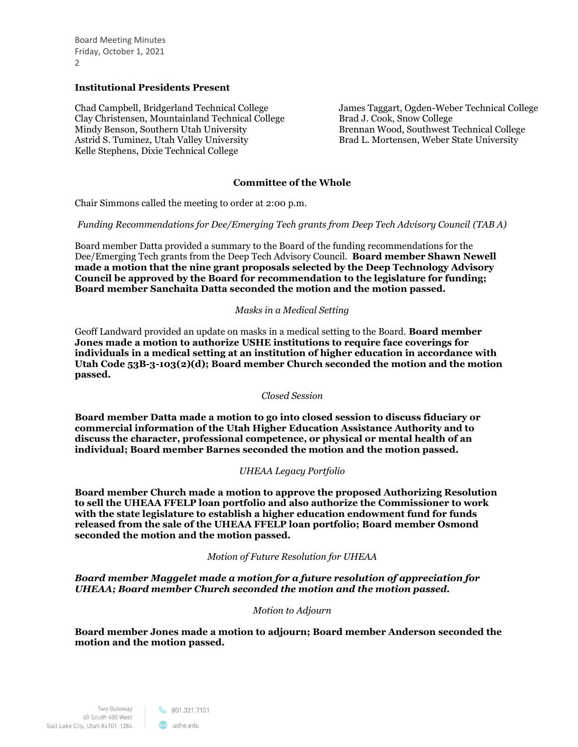### Institutional Presidents Present

Chad Campbell, Bridgerland Technical College
Clay Christensen, Mountainland Technical College
Mindy Benson, Southern Utah University
Astrid S. Tuminez, Utah Valley University
Kelle Stephens, Dixie Technical College
James Taggart, Ogden-Weber Technical College
Brad J. Cook, Snow College
Brennan Wood, Southwest Technical College
Brad L. Mortensen, Weber State University

### Committee of the Whole

Chair Simmons called the meeting to order at 2:00 p.m.

*Funding Recommendations for Dee/Emerging Tech grants from Deep Tech Advisory Council (TAB A)*

Board member Datta provided a summary to the Board of the funding recommendations for the Dee/Emerging Tech grants from the Deep Tech Advisory Council. **Board member Shawn Newell made a motion that the nine grant proposals selected by the Deep Technology Advisory Council be approved by the Board for recommendation to the legislature for funding; Board member Sanchaita Datta seconded the motion and the motion passed.**

*Masks in a Medical Setting*

Geoff Landward provided an update on masks in a medical setting to the Board. **Board member Jones made a motion to authorize USHE institutions to require face coverings for individuals in a medical setting at an institution of higher education in accordance with Utah Code 53B-3-103(2)(d); Board member Church seconded the motion and the motion passed.**

*Closed Session*

**Board member Datta made a motion to go into closed session to discuss fiduciary or commercial information of the Utah Higher Education Assistance Authority and to discuss the character, professional competence, or physical or mental health of an individual; Board member Barnes seconded the motion and the motion passed.**

*UHEAA Legacy Portfolio*

**Board member Church made a motion to approve the proposed Authorizing Resolution to sell the UHEAA FFELP loan portfolio and also authorize the Commissioner to work with the state legislature to establish a higher education endowment fund for funds released from the sale of the UHEAA FFELP loan portfolio; Board member Osmond seconded the motion and the motion passed.**

*Motion of Future Resolution for UHEAA*

***Board member Maggelet made a motion for a future resolution of appreciation for UHEAA; Board member Church seconded the motion and the motion passed.***

*Motion to Adjourn*

**Board member Jones made a motion to adjourn; Board member Anderson seconded the motion and the motion passed.**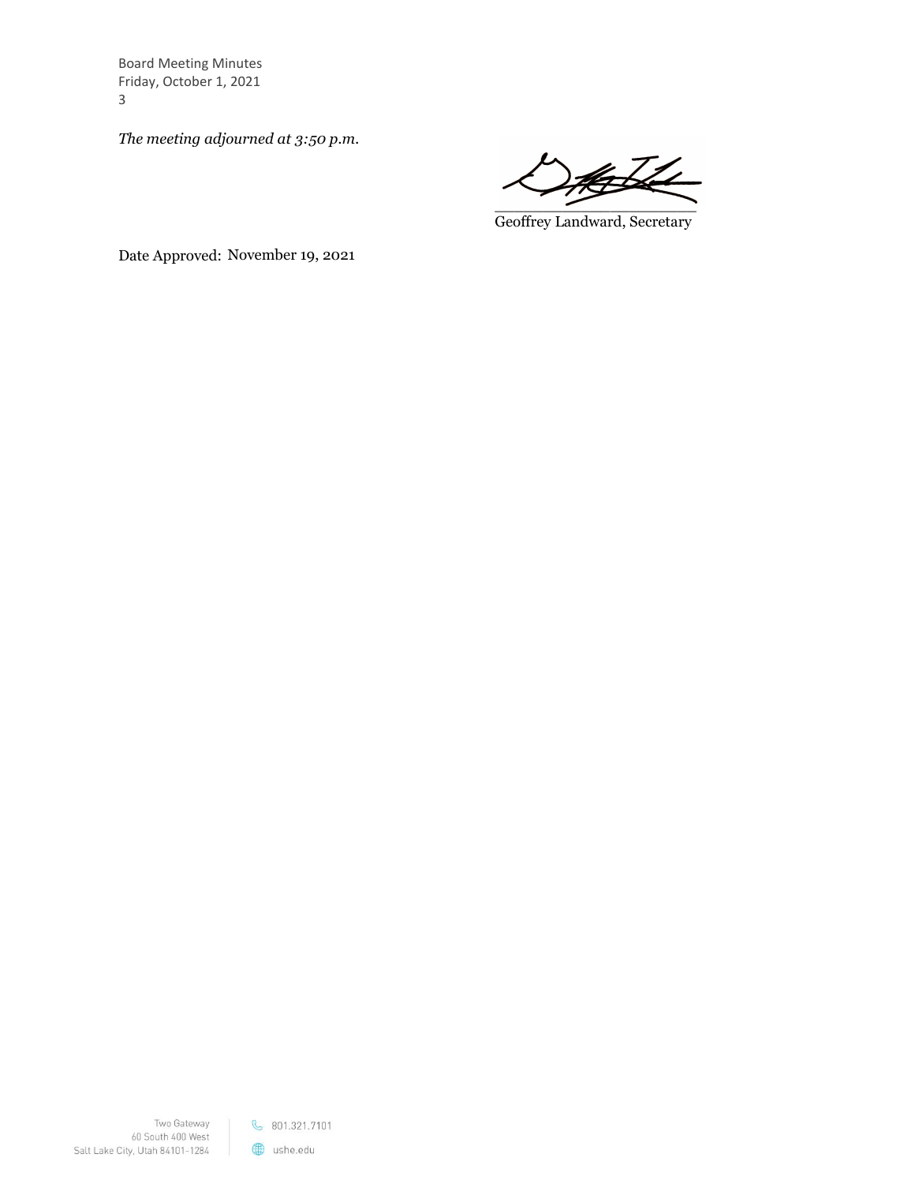*The meeting adjourned at 3:50 p.m.*

Geoffrey Landward, Secretary

Date Approved: November 19, 2021